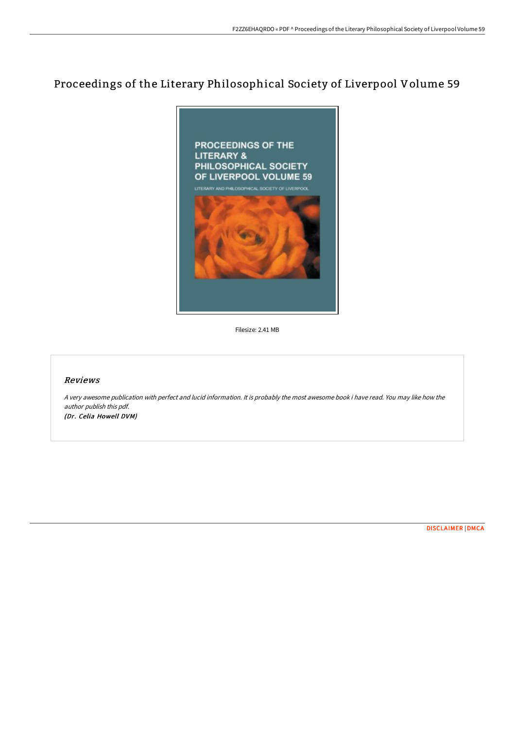# Proceedings of the Literary Philosophical Society of Liverpool Volume 59

Filesize: 2.41 MB

## Reviews

*A very awesome publication with perfect and lucid information. It is probably the most awesome book i have read. You may like how the author publish this pdf.*
*(Dr. Celia Howell DVM)*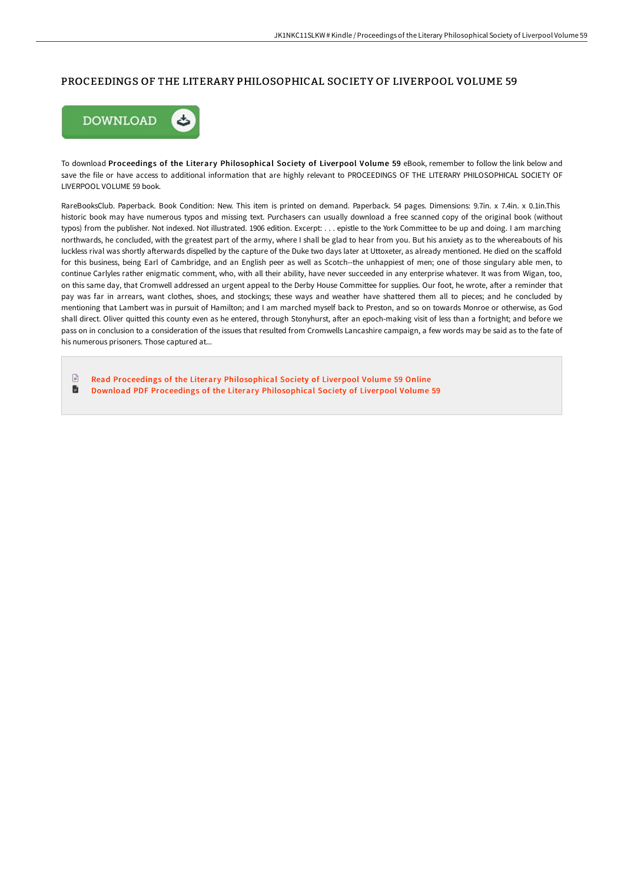# PROCEEDINGS OF THE LITERARY PHILOSOPHICAL SOCIETY OF LIVERPOOL VOLUME 59

DOWNLOAD

To download **Proceedings of the Literary Philosophical Society of Liverpool Volume 59** eBook, remember to follow the link below and save the file or have access to additional information that are highly relevant to PROCEEDINGS OF THE LITERARY PHILOSOPHICAL SOCIETY OF LIVERPOOL VOLUME 59 book.

RareBooksClub. Paperback. Book Condition: New. This item is printed on demand. Paperback. 54 pages. Dimensions: 9.7in. x 7.4in. x 0.1in.This historic book may have numerous typos and missing text. Purchasers can usually download a free scanned copy of the original book (without typos) from the publisher. Not indexed. Not illustrated. 1906 edition. Excerpt: . . . epistle to the York Committee to be up and doing. I am marching northwards, he concluded, with the greatest part of the army, where I shall be glad to hear from you. But his anxiety as to the whereabouts of his luckless rival was shortly afterwards dispelled by the capture of the Duke two days later at Uttoxeter, as already mentioned. He died on the scaffold for this business, being Earl of Cambridge, and an English peer as well as Scotch--the unhappiest of men; one of those singulary able men, to continue Carlyles rather enigmatic comment, who, with all their ability, have never succeeded in any enterprise whatever. It was from Wigan, too, on this same day, that Cromwell addressed an urgent appeal to the Derby House Committee for supplies. Our foot, he wrote, after a reminder that pay was far in arrears, want clothes, shoes, and stockings; these ways and weather have shattered them all to pieces; and he concluded by mentioning that Lambert was in pursuit of Hamilton; and I am marched myself back to Preston, and so on towards Monroe or otherwise, as God shall direct. Oliver quitted this county even as he entered, through Stonyhurst, after an epoch-making visit of less than a fortnight; and before we pass on in conclusion to a consideration of the issues that resulted from Cromwells Lancashire campaign, a few words may be said as to the fate of his numerous prisoners. Those captured at...

- Read Proceedings of the Literary Philosophical Society of Liverpool Volume 59 Online
- Download PDF Proceedings of the Literary Philosophical Society of Liverpool Volume 59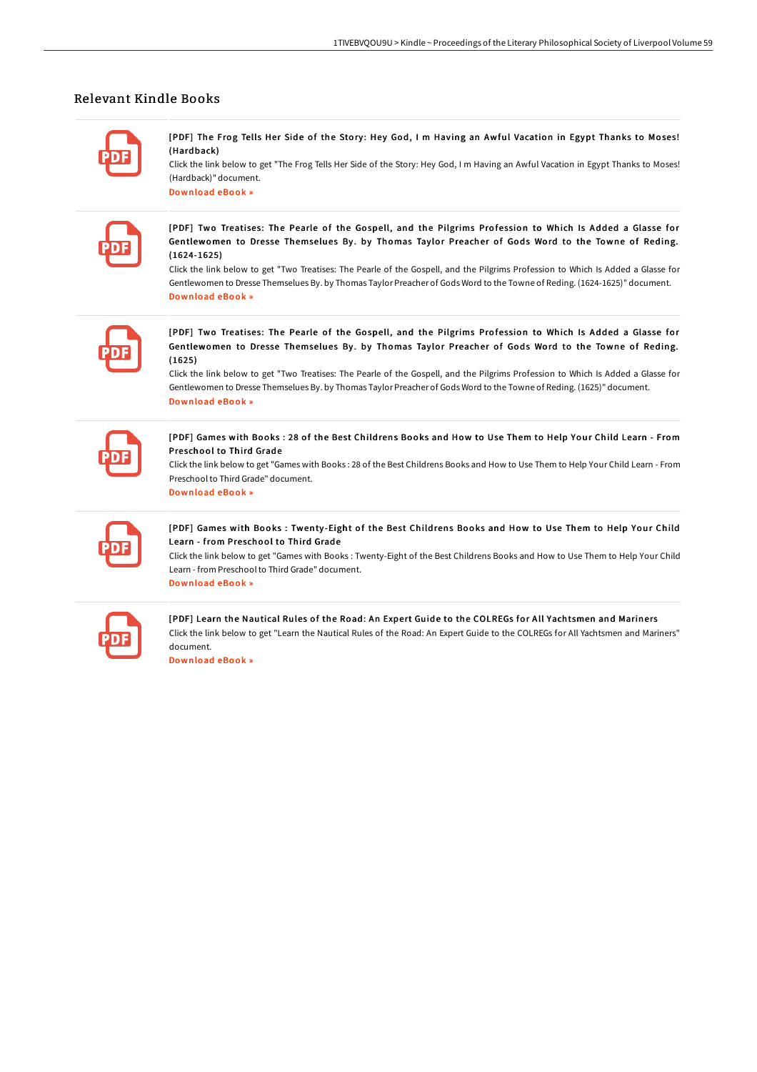## Relevant Kindle Books

[PDF] The Frog Tells Her Side of the Story: Hey God, I m Having an Awful Vacation in Egypt Thanks to Moses! (Hardback)

Click the link below to get "The Frog Tells Her Side of the Story: Hey God, I m Having an Awful Vacation in Egypt Thanks to Moses! (Hardback)" document.

Download eBook »

[PDF] Two Treatises: The Pearle of the Gospell, and the Pilgrims Profession to Which Is Added a Glasse for Gentlewomen to Dresse Themselues By. by Thomas Taylor Preacher of Gods Word to the Towne of Reding. (1624-1625)

Click the link below to get "Two Treatises: The Pearle of the Gospell, and the Pilgrims Profession to Which Is Added a Glasse for Gentlewomen to Dresse Themselues By. by Thomas Taylor Preacher of Gods Word to the Towne of Reding. (1624-1625)" document.

Download eBook »

[PDF] Two Treatises: The Pearle of the Gospell, and the Pilgrims Profession to Which Is Added a Glasse for Gentlewomen to Dresse Themselues By. by Thomas Taylor Preacher of Gods Word to the Towne of Reding. (1625)

Click the link below to get "Two Treatises: The Pearle of the Gospell, and the Pilgrims Profession to Which Is Added a Glasse for Gentlewomen to Dresse Themselues By. by Thomas Taylor Preacher of Gods Word to the Towne of Reding. (1625)" document.

Download eBook »

[PDF] Games with Books : 28 of the Best Childrens Books and How to Use Them to Help Your Child Learn - From Preschool to Third Grade

Click the link below to get "Games with Books : 28 of the Best Childrens Books and How to Use Them to Help Your Child Learn - From Preschool to Third Grade" document.

Download eBook »

[PDF] Games with Books : Twenty-Eight of the Best Childrens Books and How to Use Them to Help Your Child Learn - from Preschool to Third Grade

Click the link below to get "Games with Books : Twenty-Eight of the Best Childrens Books and How to Use Them to Help Your Child Learn - from Preschool to Third Grade" document.

Download eBook »

[PDF] Learn the Nautical Rules of the Road: An Expert Guide to the COLREGs for All Yachtsmen and Mariners

Click the link below to get "Learn the Nautical Rules of the Road: An Expert Guide to the COLREGs for All Yachtsmen and Mariners" document.

Download eBook »